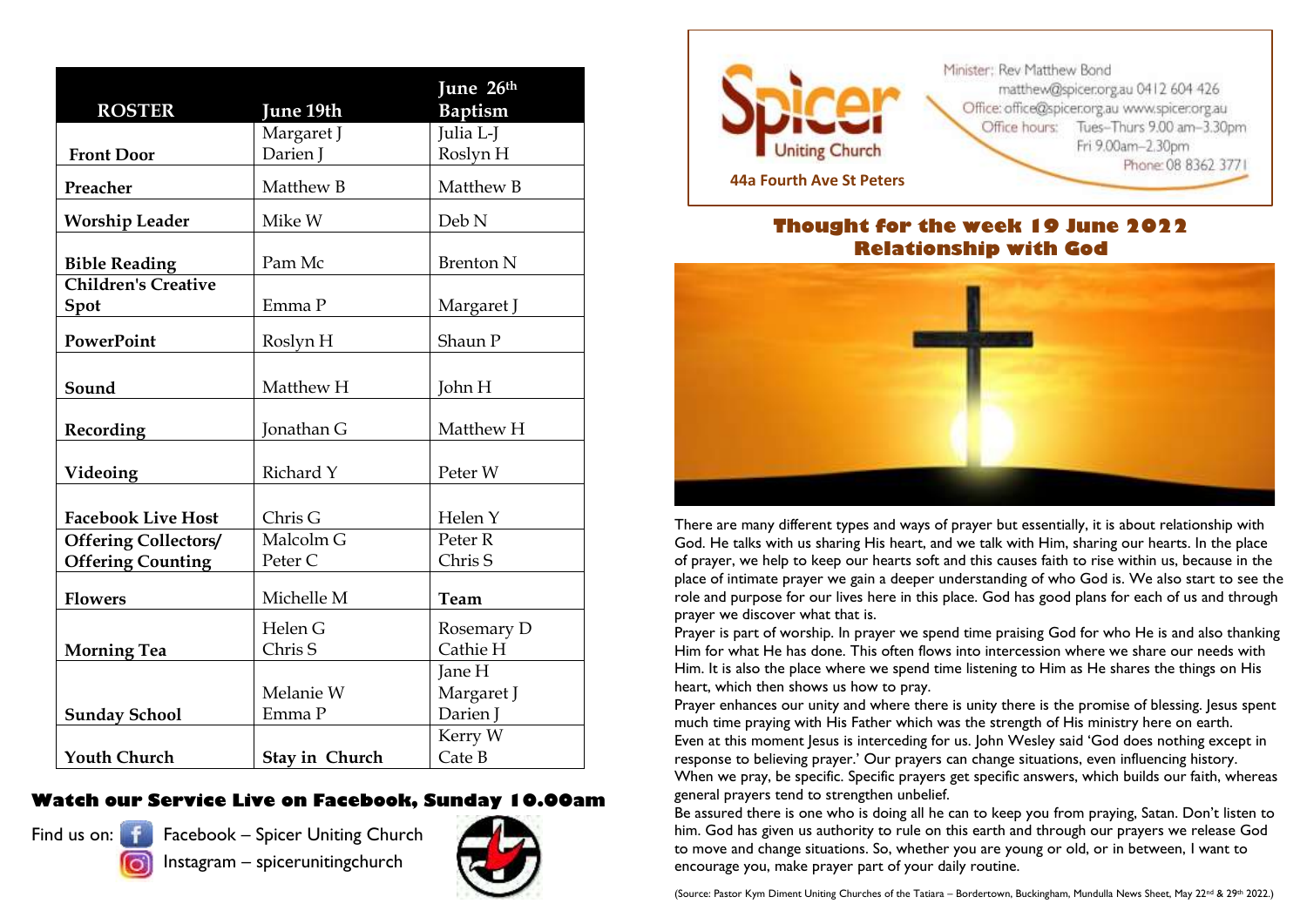| ROSTER | June 19th | June 26th Baptism |
|---|---|---|
| Front Door | Margaret J<br>Darien J | Julia L-J<br>Roslyn H |
| Preacher | Matthew B | Matthew B |
| Worship Leader | Mike W | Deb N |
| Bible Reading | Pam Mc | Brenton N |
| Children's Creative Spot | Emma P | Margaret J |
| PowerPoint | Roslyn H | Shaun P |
| Sound | Matthew H | John H |
| Recording | Jonathan G | Matthew H |
| Videoing | Richard Y | Peter W |
| Facebook Live Host | Chris G | Helen Y |
| Offering Collectors/ Offering Counting | Malcolm G<br>Peter C | Peter R<br>Chris S |
| Flowers | Michelle M | Team |
| Morning Tea | Helen G<br>Chris S | Rosemary D<br>Cathie H |
| Sunday School | Melanie W<br>Emma P | Jane H<br>Margaret J<br>Darien J |
| Youth Church | Stay in Church | Kerry W<br>Cate B |

**Watch our Service Live on Facebook, Sunday 10.00am**

Find us on: Facebook – Spicer Uniting Church
Instagram – spicerunitingchurch

**Spicer Uniting Church**

**44a Fourth Ave St Peters**

Minister: Rev Matthew Bond
matthew@spicer.org.au 0412 604 426
Office: office@spicer.org.au www.spicer.org.au
Office hours: Tues–Thurs 9.00 am–3.30pm
Fri 9.00am–2.30pm
Phone: 08 8362 3771

## Thought for the week 19 June 2022
## Relationship with God

There are many different types and ways of prayer but essentially, it is about relationship with God. He talks with us sharing His heart, and we talk with Him, sharing our hearts. In the place of prayer, we help to keep our hearts soft and this causes faith to rise within us, because in the place of intimate prayer we gain a deeper understanding of who God is. We also start to see the role and purpose for our lives here in this place. God has good plans for each of us and through prayer we discover what that is.

Prayer is part of worship. In prayer we spend time praising God for who He is and also thanking Him for what He has done. This often flows into intercession where we share our needs with Him. It is also the place where we spend time listening to Him as He shares the things on His heart, which then shows us how to pray.

Prayer enhances our unity and where there is unity there is the promise of blessing. Jesus spent much time praying with His Father which was the strength of His ministry here on earth.

Even at this moment Jesus is interceding for us. John Wesley said 'God does nothing except in response to believing prayer.' Our prayers can change situations, even influencing history.

When we pray, be specific. Specific prayers get specific answers, which builds our faith, whereas general prayers tend to strengthen unbelief.

Be assured there is one who is doing all he can to keep you from praying, Satan. Don't listen to him. God has given us authority to rule on this earth and through our prayers we release God to move and change situations. So, whether you are young or old, or in between, I want to encourage you, make prayer part of your daily routine.

(Source: Pastor Kym Diment Uniting Churches of the Tatiara – Bordertown, Buckingham, Mundulla News Sheet, May 22nd & 29th 2022.)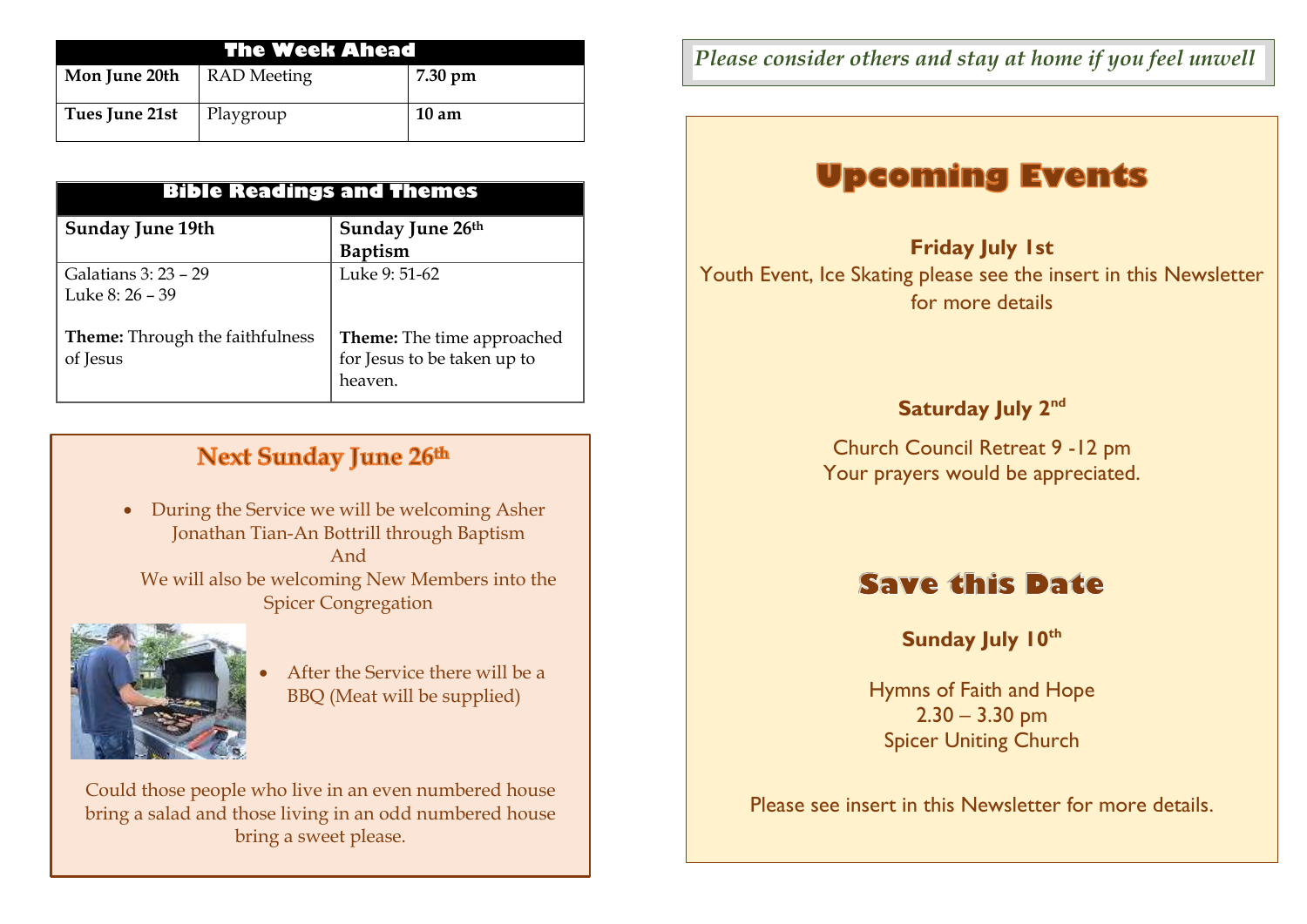| The Week Ahead | | |
|---|---|---|
| **Mon June 20th** | RAD Meeting | **7.30 pm** |
| **Tues June 21st** | Playgroup | **10 am** |

| Bible Readings and Themes | |
|---|---|
| **Sunday June 19th** | **Sunday June 26th Baptism** |
| Galatians 3: 23 – 29<br>Luke 8: 26 – 39<br><br>**Theme:** Through the faithfulness of Jesus | Luke 9: 51-62<br><br>**Theme:** The time approached for Jesus to be taken up to heaven. |

## Next Sunday June 26th

- During the Service we will be welcoming Asher Jonathan Tian-An Bottrill through Baptism
  And
  We will also be welcoming New Members into the Spicer Congregation

- After the Service there will be a BBQ (Meat will be supplied)

Could those people who live in an even numbered house bring a salad and those living in an odd numbered house bring a sweet please.

*Please consider others and stay at home if you feel unwell*

# Upcoming Events

**Friday July 1st**

Youth Event, Ice Skating please see the insert in this Newsletter for more details

**Saturday July 2nd**

Church Council Retreat 9 -12 pm
Your prayers would be appreciated.

# Save this Date

**Sunday July 10th**

Hymns of Faith and Hope
2.30 – 3.30 pm
Spicer Uniting Church

Please see insert in this Newsletter for more details.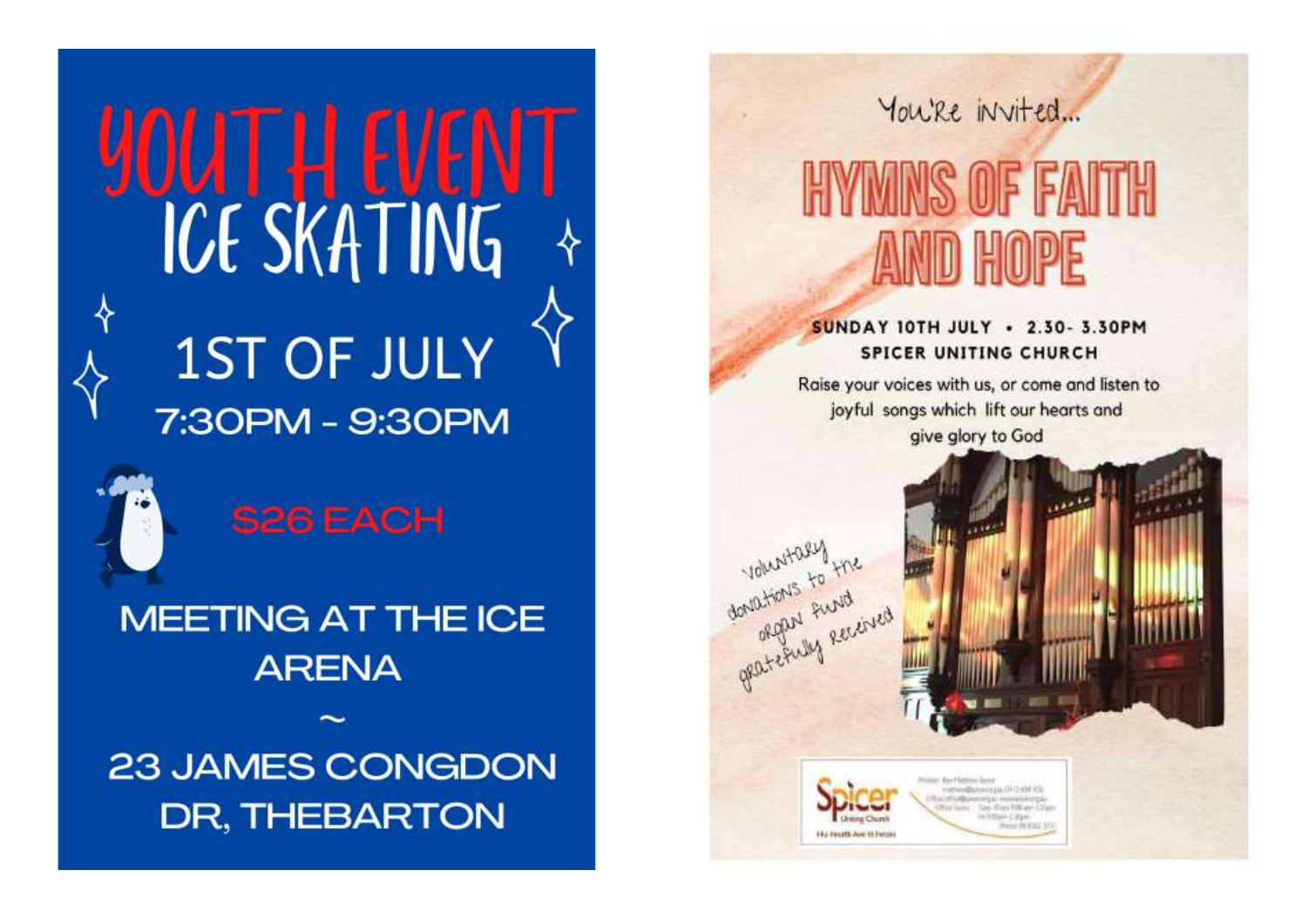# YOUTH EVENT

## ICE SKATING

1ST OF JULY

7:30PM - 9:30PM

$26 EACH

MEETING AT THE ICE ARENA

~

23 JAMES CONGDON DR, THEBARTON

You're invited...

# HYMNS OF FAITH AND HOPE

**SUNDAY 10TH JULY • 2.30- 3.30PM**

**SPICER UNITING CHURCH**

Raise your voices with us, or come and listen to joyful songs which lift our hearts and give glory to God

Voluntary donations to the organ fund gratefully received

Spicer Uniting Church